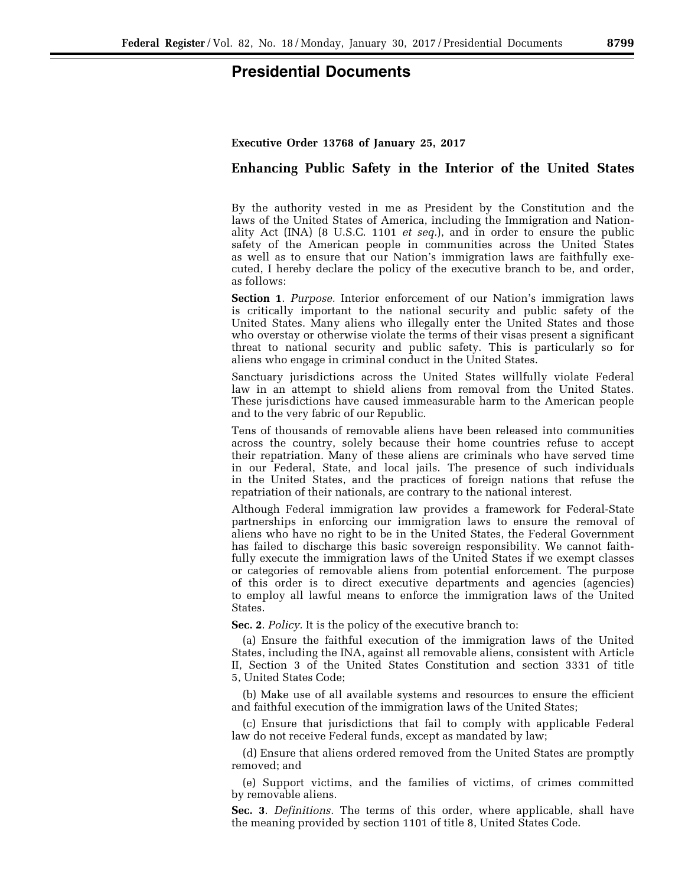# Presidential Documents

**Executive Order 13768 of January 25, 2017**

## Enhancing Public Safety in the Interior of the United States

By the authority vested in me as President by the Constitution and the laws of the United States of America, including the Immigration and Nationality Act (INA) (8 U.S.C. 1101 *et seq.*), and in order to ensure the public safety of the American people in communities across the United States as well as to ensure that our Nation's immigration laws are faithfully executed, I hereby declare the policy of the executive branch to be, and order, as follows:

**Section 1**. *Purpose.* Interior enforcement of our Nation's immigration laws is critically important to the national security and public safety of the United States. Many aliens who illegally enter the United States and those who overstay or otherwise violate the terms of their visas present a significant threat to national security and public safety. This is particularly so for aliens who engage in criminal conduct in the United States.

Sanctuary jurisdictions across the United States willfully violate Federal law in an attempt to shield aliens from removal from the United States. These jurisdictions have caused immeasurable harm to the American people and to the very fabric of our Republic.

Tens of thousands of removable aliens have been released into communities across the country, solely because their home countries refuse to accept their repatriation. Many of these aliens are criminals who have served time in our Federal, State, and local jails. The presence of such individuals in the United States, and the practices of foreign nations that refuse the repatriation of their nationals, are contrary to the national interest.

Although Federal immigration law provides a framework for Federal-State partnerships in enforcing our immigration laws to ensure the removal of aliens who have no right to be in the United States, the Federal Government has failed to discharge this basic sovereign responsibility. We cannot faithfully execute the immigration laws of the United States if we exempt classes or categories of removable aliens from potential enforcement. The purpose of this order is to direct executive departments and agencies (agencies) to employ all lawful means to enforce the immigration laws of the United States.

**Sec. 2**. *Policy.* It is the policy of the executive branch to:

(a) Ensure the faithful execution of the immigration laws of the United States, including the INA, against all removable aliens, consistent with Article II, Section 3 of the United States Constitution and section 3331 of title 5, United States Code;

(b) Make use of all available systems and resources to ensure the efficient and faithful execution of the immigration laws of the United States;

(c) Ensure that jurisdictions that fail to comply with applicable Federal law do not receive Federal funds, except as mandated by law;

(d) Ensure that aliens ordered removed from the United States are promptly removed; and

(e) Support victims, and the families of victims, of crimes committed by removable aliens.

**Sec. 3**. *Definitions.* The terms of this order, where applicable, shall have the meaning provided by section 1101 of title 8, United States Code.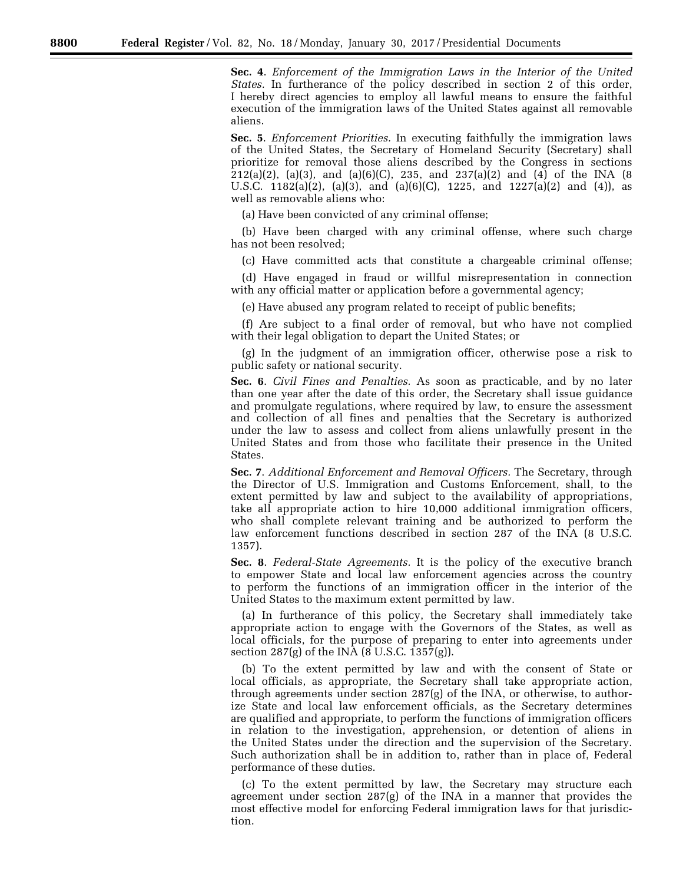**Sec. 4**. *Enforcement of the Immigration Laws in the Interior of the United States.* In furtherance of the policy described in section 2 of this order, I hereby direct agencies to employ all lawful means to ensure the faithful execution of the immigration laws of the United States against all removable aliens.

**Sec. 5**. *Enforcement Priorities.* In executing faithfully the immigration laws of the United States, the Secretary of Homeland Security (Secretary) shall prioritize for removal those aliens described by the Congress in sections 212(a)(2), (a)(3), and (a)(6)(C), 235, and 237(a)(2) and (4) of the INA (8 U.S.C. 1182(a)(2), (a)(3), and (a)(6)(C), 1225, and 1227(a)(2) and (4)), as well as removable aliens who:

(a) Have been convicted of any criminal offense;

(b) Have been charged with any criminal offense, where such charge has not been resolved;

(c) Have committed acts that constitute a chargeable criminal offense;

(d) Have engaged in fraud or willful misrepresentation in connection with any official matter or application before a governmental agency;

(e) Have abused any program related to receipt of public benefits;

(f) Are subject to a final order of removal, but who have not complied with their legal obligation to depart the United States; or

(g) In the judgment of an immigration officer, otherwise pose a risk to public safety or national security.

**Sec. 6**. *Civil Fines and Penalties.* As soon as practicable, and by no later than one year after the date of this order, the Secretary shall issue guidance and promulgate regulations, where required by law, to ensure the assessment and collection of all fines and penalties that the Secretary is authorized under the law to assess and collect from aliens unlawfully present in the United States and from those who facilitate their presence in the United States.

**Sec. 7**. *Additional Enforcement and Removal Officers.* The Secretary, through the Director of U.S. Immigration and Customs Enforcement, shall, to the extent permitted by law and subject to the availability of appropriations, take all appropriate action to hire 10,000 additional immigration officers, who shall complete relevant training and be authorized to perform the law enforcement functions described in section 287 of the INA (8 U.S.C. 1357).

**Sec. 8**. *Federal-State Agreements.* It is the policy of the executive branch to empower State and local law enforcement agencies across the country to perform the functions of an immigration officer in the interior of the United States to the maximum extent permitted by law.

(a) In furtherance of this policy, the Secretary shall immediately take appropriate action to engage with the Governors of the States, as well as local officials, for the purpose of preparing to enter into agreements under section 287(g) of the INA (8 U.S.C. 1357(g)).

(b) To the extent permitted by law and with the consent of State or local officials, as appropriate, the Secretary shall take appropriate action, through agreements under section 287(g) of the INA, or otherwise, to authorize State and local law enforcement officials, as the Secretary determines are qualified and appropriate, to perform the functions of immigration officers in relation to the investigation, apprehension, or detention of aliens in the United States under the direction and the supervision of the Secretary. Such authorization shall be in addition to, rather than in place of, Federal performance of these duties.

(c) To the extent permitted by law, the Secretary may structure each agreement under section 287(g) of the INA in a manner that provides the most effective model for enforcing Federal immigration laws for that jurisdiction.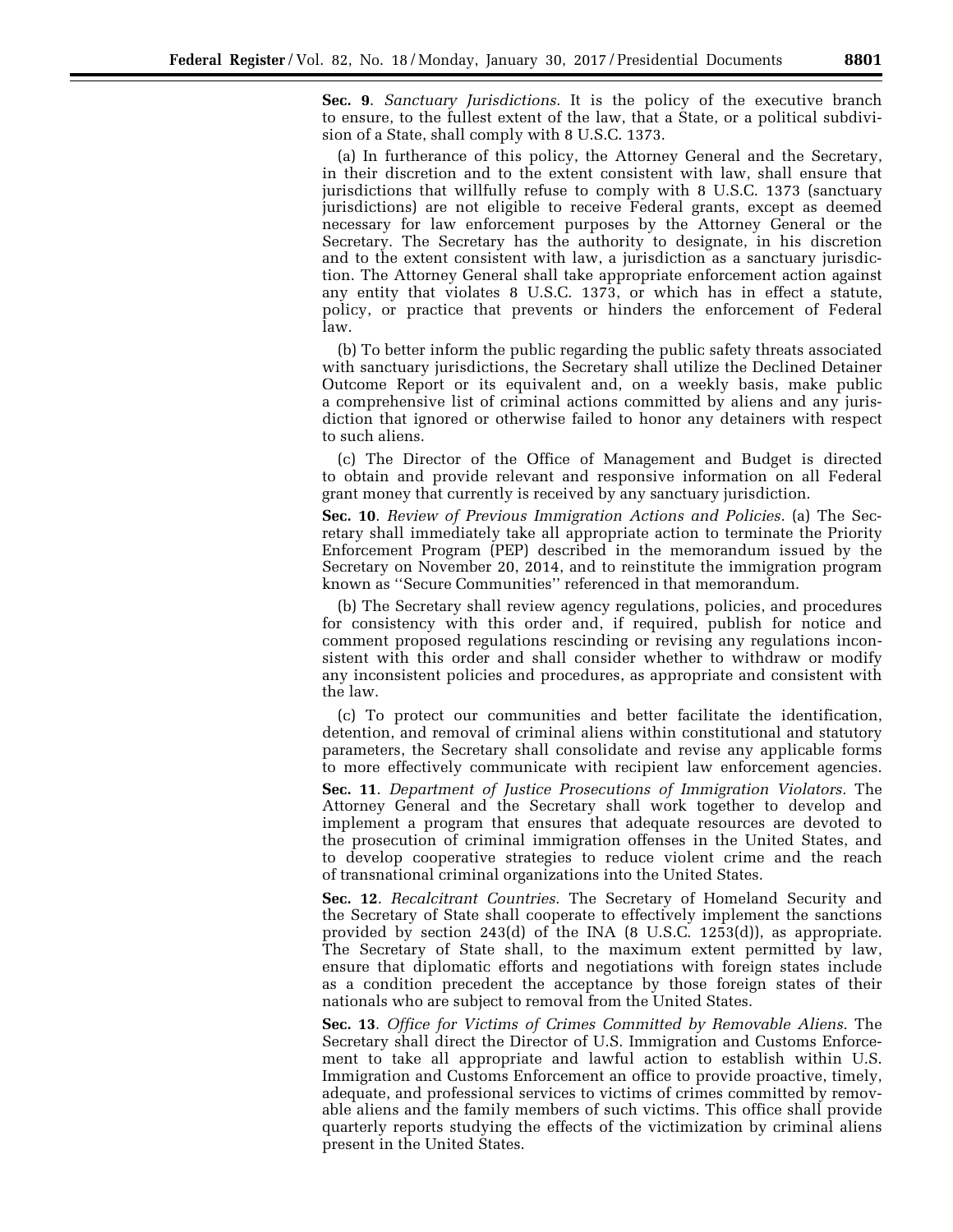**Sec. 9**. *Sanctuary Jurisdictions.* It is the policy of the executive branch to ensure, to the fullest extent of the law, that a State, or a political subdivision of a State, shall comply with 8 U.S.C. 1373.

(a) In furtherance of this policy, the Attorney General and the Secretary, in their discretion and to the extent consistent with law, shall ensure that jurisdictions that willfully refuse to comply with 8 U.S.C. 1373 (sanctuary jurisdictions) are not eligible to receive Federal grants, except as deemed necessary for law enforcement purposes by the Attorney General or the Secretary. The Secretary has the authority to designate, in his discretion and to the extent consistent with law, a jurisdiction as a sanctuary jurisdiction. The Attorney General shall take appropriate enforcement action against any entity that violates 8 U.S.C. 1373, or which has in effect a statute, policy, or practice that prevents or hinders the enforcement of Federal law.

(b) To better inform the public regarding the public safety threats associated with sanctuary jurisdictions, the Secretary shall utilize the Declined Detainer Outcome Report or its equivalent and, on a weekly basis, make public a comprehensive list of criminal actions committed by aliens and any jurisdiction that ignored or otherwise failed to honor any detainers with respect to such aliens.

(c) The Director of the Office of Management and Budget is directed to obtain and provide relevant and responsive information on all Federal grant money that currently is received by any sanctuary jurisdiction.

**Sec. 10**. *Review of Previous Immigration Actions and Policies.* (a) The Secretary shall immediately take all appropriate action to terminate the Priority Enforcement Program (PEP) described in the memorandum issued by the Secretary on November 20, 2014, and to reinstitute the immigration program known as ''Secure Communities'' referenced in that memorandum.

(b) The Secretary shall review agency regulations, policies, and procedures for consistency with this order and, if required, publish for notice and comment proposed regulations rescinding or revising any regulations inconsistent with this order and shall consider whether to withdraw or modify any inconsistent policies and procedures, as appropriate and consistent with the law.

(c) To protect our communities and better facilitate the identification, detention, and removal of criminal aliens within constitutional and statutory parameters, the Secretary shall consolidate and revise any applicable forms to more effectively communicate with recipient law enforcement agencies.

**Sec. 11**. *Department of Justice Prosecutions of Immigration Violators.* The Attorney General and the Secretary shall work together to develop and implement a program that ensures that adequate resources are devoted to the prosecution of criminal immigration offenses in the United States, and to develop cooperative strategies to reduce violent crime and the reach of transnational criminal organizations into the United States.

**Sec. 12**. *Recalcitrant Countries.* The Secretary of Homeland Security and the Secretary of State shall cooperate to effectively implement the sanctions provided by section 243(d) of the INA (8 U.S.C. 1253(d)), as appropriate. The Secretary of State shall, to the maximum extent permitted by law, ensure that diplomatic efforts and negotiations with foreign states include as a condition precedent the acceptance by those foreign states of their nationals who are subject to removal from the United States.

**Sec. 13**. *Office for Victims of Crimes Committed by Removable Aliens.* The Secretary shall direct the Director of U.S. Immigration and Customs Enforcement to take all appropriate and lawful action to establish within U.S. Immigration and Customs Enforcement an office to provide proactive, timely, adequate, and professional services to victims of crimes committed by removable aliens and the family members of such victims. This office shall provide quarterly reports studying the effects of the victimization by criminal aliens present in the United States.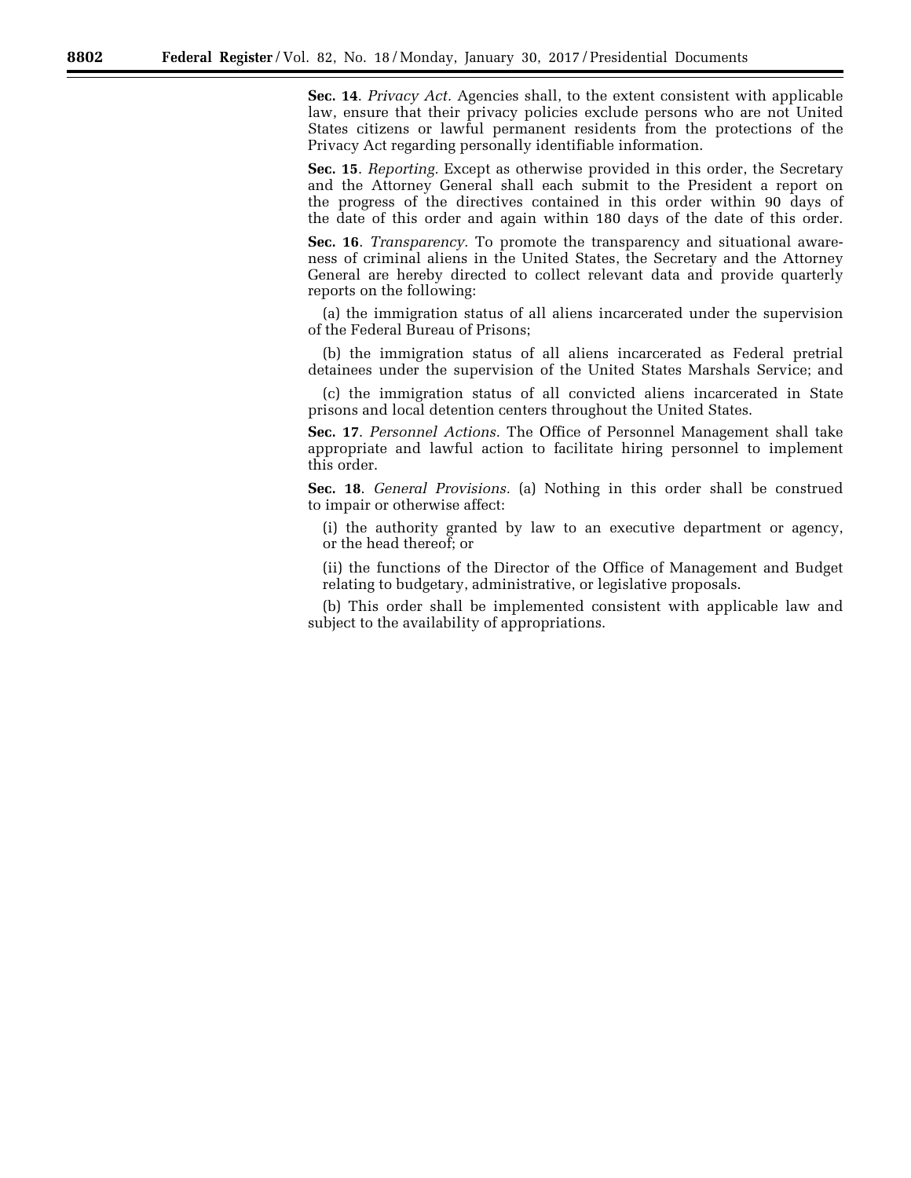**Sec. 14**. *Privacy Act.* Agencies shall, to the extent consistent with applicable law, ensure that their privacy policies exclude persons who are not United States citizens or lawful permanent residents from the protections of the Privacy Act regarding personally identifiable information.

**Sec. 15**. *Reporting.* Except as otherwise provided in this order, the Secretary and the Attorney General shall each submit to the President a report on the progress of the directives contained in this order within 90 days of the date of this order and again within 180 days of the date of this order.

**Sec. 16**. *Transparency.* To promote the transparency and situational awareness of criminal aliens in the United States, the Secretary and the Attorney General are hereby directed to collect relevant data and provide quarterly reports on the following:

(a) the immigration status of all aliens incarcerated under the supervision of the Federal Bureau of Prisons;

(b) the immigration status of all aliens incarcerated as Federal pretrial detainees under the supervision of the United States Marshals Service; and

(c) the immigration status of all convicted aliens incarcerated in State prisons and local detention centers throughout the United States.

**Sec. 17**. *Personnel Actions.* The Office of Personnel Management shall take appropriate and lawful action to facilitate hiring personnel to implement this order.

**Sec. 18**. *General Provisions.* (a) Nothing in this order shall be construed to impair or otherwise affect:

(i) the authority granted by law to an executive department or agency, or the head thereof; or

(ii) the functions of the Director of the Office of Management and Budget relating to budgetary, administrative, or legislative proposals.

(b) This order shall be implemented consistent with applicable law and subject to the availability of appropriations.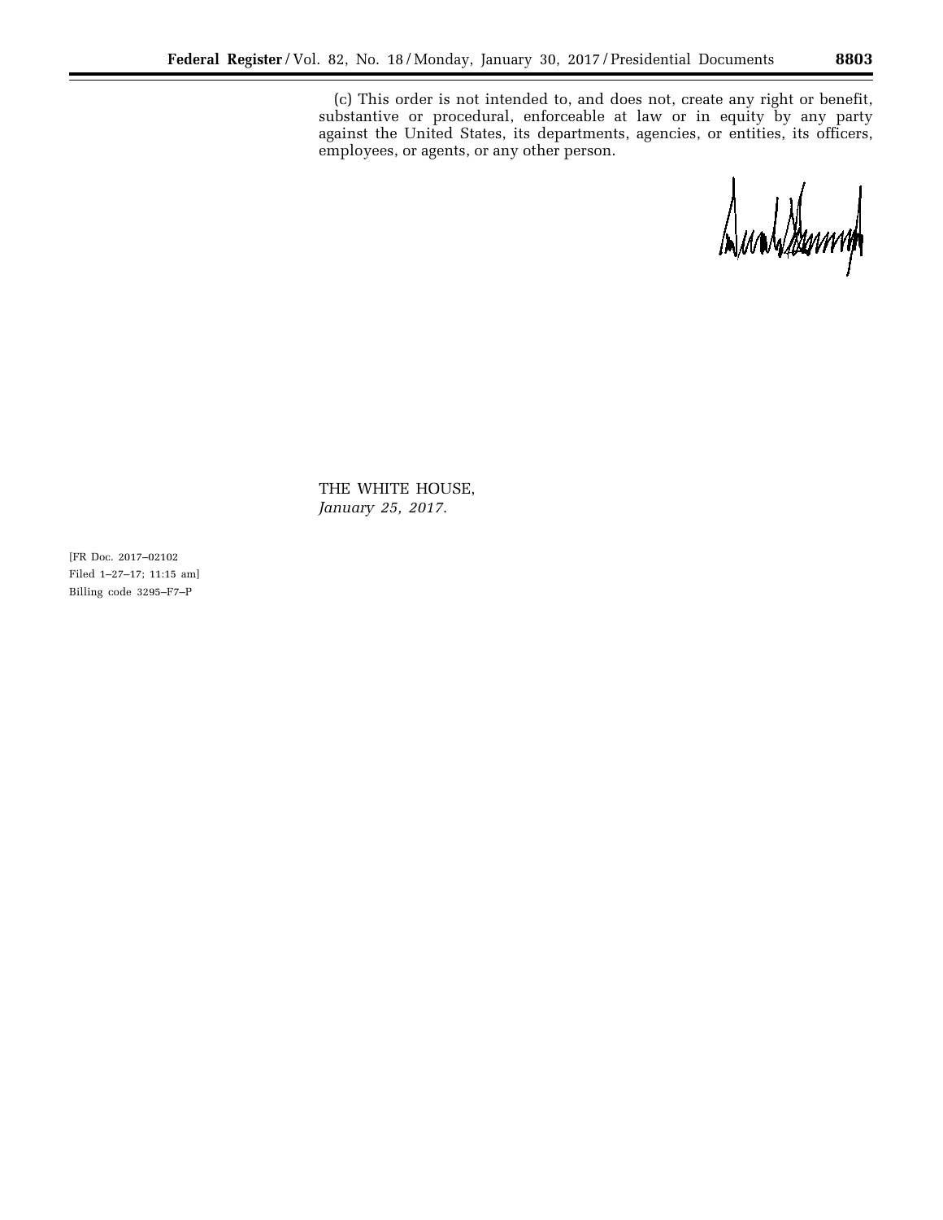(c) This order is not intended to, and does not, create any right or benefit, substantive or procedural, enforceable at law or in equity by any party against the United States, its departments, agencies, or entities, its officers, employees, or agents, or any other person.

THE WHITE HOUSE,
*January 25, 2017.*

[FR Doc. 2017–02102
Filed 1–27–17; 11:15 am]
Billing code 3295–F7–P